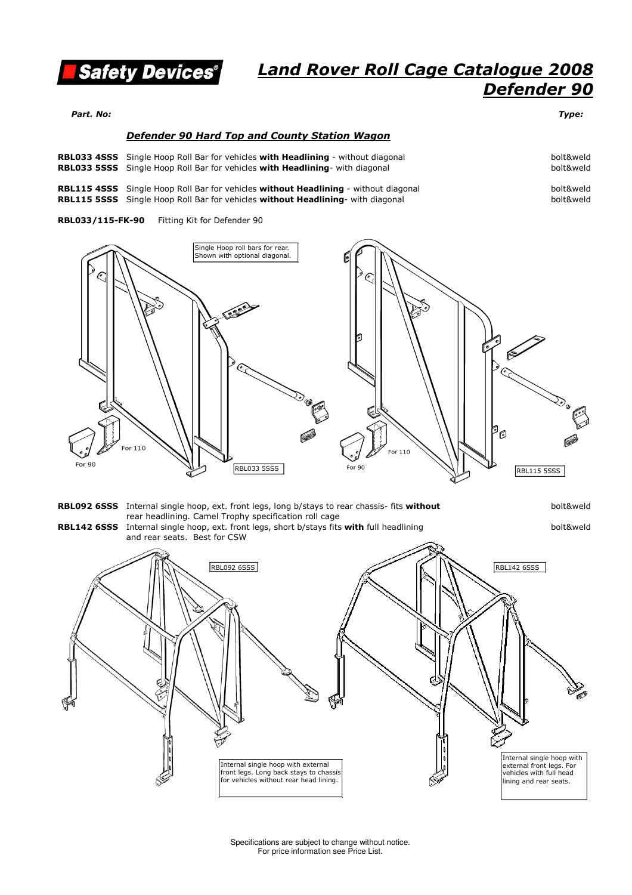**Safety Devices®**

# Land Rover Roll Cage Catalogue 2008
# Defender 90

| Part. No: | | Type: |
|---|---|---|

## Defender 90 Hard Top and County Station Wagon

| Part. No | Description | Type |
|---|---|---|
| **RBL033 4SSS** | Single Hoop Roll Bar for vehicles **with Headlining** - without diagonal | bolt&weld |
| **RBL033 5SSS** | Single Hoop Roll Bar for vehicles **with Headlining**- with diagonal | bolt&weld |
| **RBL115 4SSS** | Single Hoop Roll Bar for vehicles **without Headlining** - without diagonal | bolt&weld |
| **RBL115 5SSS** | Single Hoop Roll Bar for vehicles **without Headlining**- with diagonal | bolt&weld |

**RBL033/115-FK-90** Fitting Kit for Defender 90

Single Hoop roll bars for rear. Shown with optional diagonal.

For 90 — For 110 — RBL033 5SSS

For 90 — For 110 — RBL115 5SSS

| Part. No | Description | Type |
|---|---|---|
| **RBL092 6SSS** | Internal single hoop, ext. front legs, long b/stays to rear chassis- fits **without** rear headlining. Camel Trophy specification roll cage | bolt&weld |
| **RBL142 6SSS** | Internal single hoop, ext. front legs, short b/stays fits **with** full headlining and rear seats. Best for CSW | bolt&weld |

RBL092 6SSS

Internal single hoop with external front legs. Long back stays to chassis for vehicles without rear head lining.

RBL142 6SSS

Internal single hoop with external front legs. For vehicles with full head lining and rear seats.

Specifications are subject to change without notice.
For price information see Price List.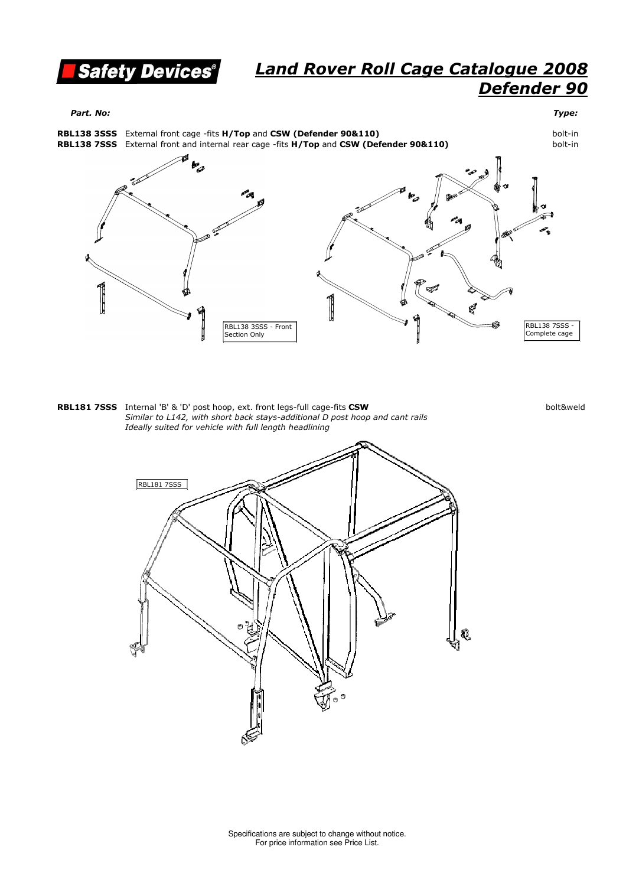**Safety Devices®**

# *Land Rover Roll Cage Catalogue 2008*
# *Defender 90*

| *Part. No:* | | *Type:* |
|---|---|---|
| **RBL138 3SSS** | External front cage -fits **H/Top** and **CSW (Defender 90&110)** | bolt-in |
| **RBL138 7SSS** | External front and internal rear cage -fits **H/Top** and **CSW (Defender 90&110)** | bolt-in |

RBL138 3SSS - Front Section Only

RBL138 7SSS - Complete cage

| | | |
|---|---|---|
| **RBL181 7SSS** | Internal 'B' & 'D' post hoop, ext. front legs-full cage-fits **CSW**<br>*Similar to L142, with short back stays-additional D post hoop and cant rails*<br>*Ideally suited for vehicle with full length headlining* | bolt&weld |

RBL181 7SSS

Specifications are subject to change without notice.
For price information see Price List.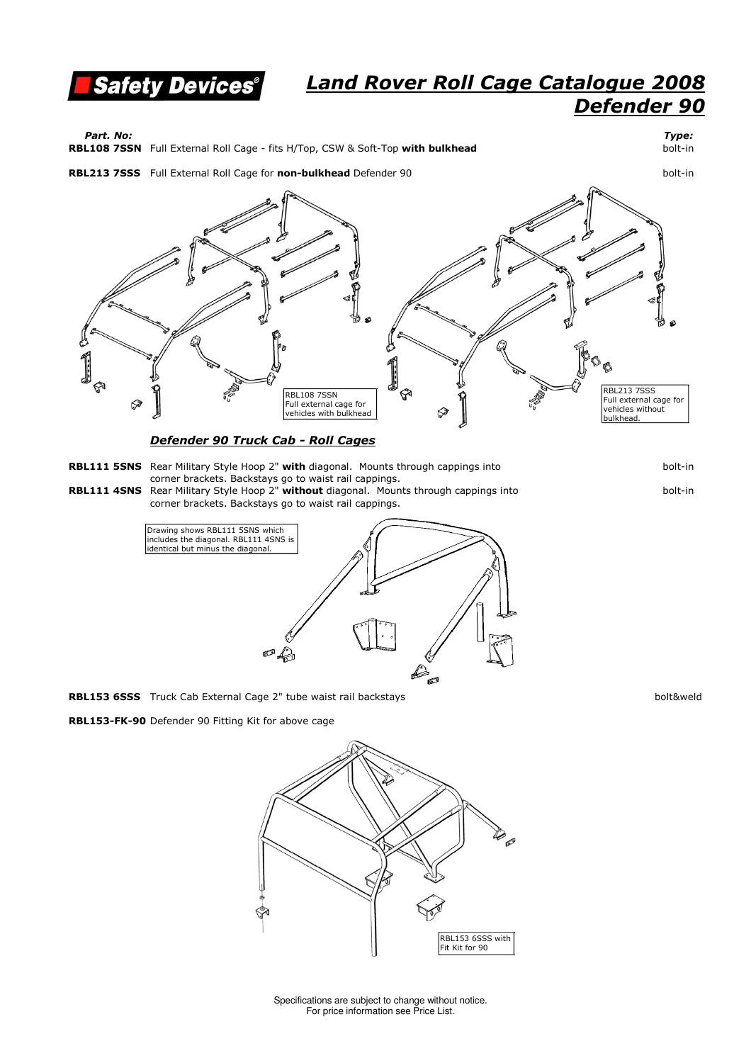# Land Rover Roll Cage Catalogue 2008
# Defender 90

| *Part. No:* | | *Type:* |
|---|---|---|
| **RBL108 7SSN** | Full External Roll Cage - fits H/Top, CSW & Soft-Top **with bulkhead** | bolt-in |
| **RBL213 7SSS** | Full External Roll Cage for **non-bulkhead** Defender 90 | bolt-in |

RBL108 7SSN
Full external cage for vehicles with bulkhead

RBL213 7SSS
Full external cage for vehicles without bulkhead.

## *Defender 90 Truck Cab - Roll Cages*

| | | |
|---|---|---|
| **RBL111 5SNS** | Rear Military Style Hoop 2" **with** diagonal. Mounts through cappings into corner brackets. Backstays go to waist rail cappings. | bolt-in |
| **RBL111 4SNS** | Rear Military Style Hoop 2" **without** diagonal. Mounts through cappings into corner brackets. Backstays go to waist rail cappings. | bolt-in |

Drawing shows RBL111 5SNS which includes the diagonal. RBL111 4SNS is identical but minus the diagonal.

| | | |
|---|---|---|
| **RBL153 6SSS** | Truck Cab External Cage 2" tube waist rail backstays | bolt&weld |
| **RBL153-FK-90** | Defender 90 Fitting Kit for above cage | |

RBL153 6SSS with Fit Kit for 90

Specifications are subject to change without notice.
For price information see Price List.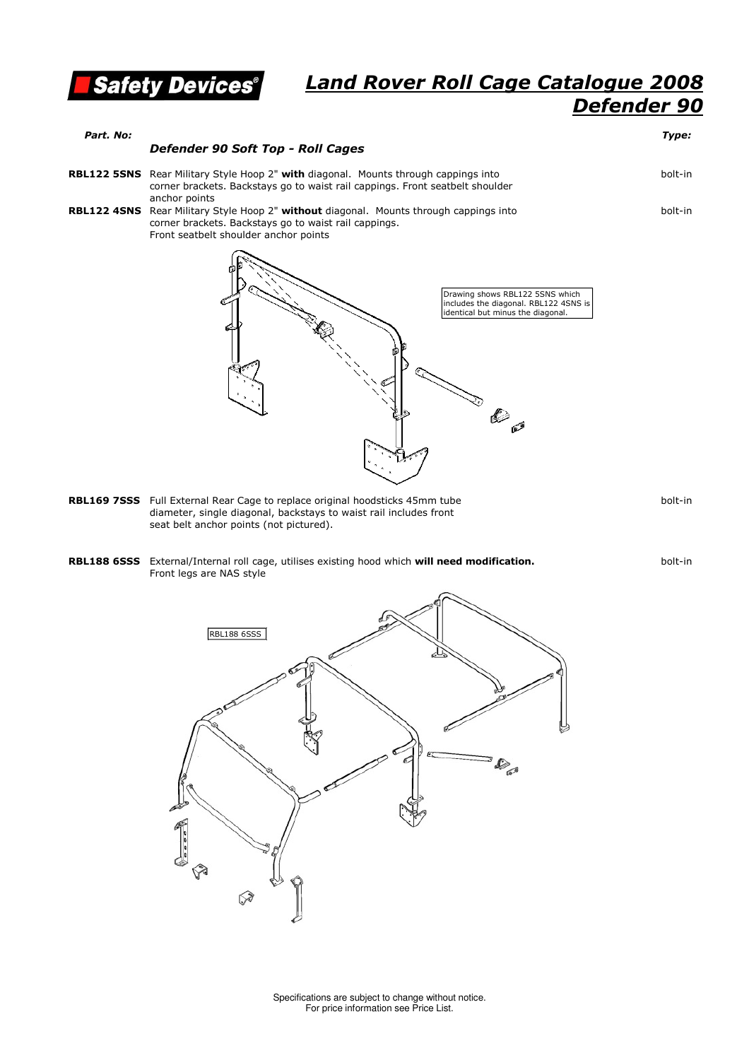# Land Rover Roll Cage Catalogue 2008
## Defender 90

**Safety Devices®**

| Part. No: | | Type: |
|---|---|---|
| | ***Defender 90 Soft Top - Roll Cages*** | |
| **RBL122 5SNS** | Rear Military Style Hoop 2" **with** diagonal. Mounts through cappings into corner brackets. Backstays go to waist rail cappings. Front seatbelt shoulder anchor points | bolt-in |
| **RBL122 4SNS** | Rear Military Style Hoop 2" **without** diagonal. Mounts through cappings into corner brackets. Backstays go to waist rail cappings. Front seatbelt shoulder anchor points | bolt-in |

Drawing shows RBL122 5SNS which includes the diagonal. RBL122 4SNS is identical but minus the diagonal.

| | | |
|---|---|---|
| **RBL169 7SSS** | Full External Rear Cage to replace original hoodsticks 45mm tube diameter, single diagonal, backstays to waist rail includes front seat belt anchor points (not pictured). | bolt-in |
| **RBL188 6SSS** | External/Internal roll cage, utilises existing hood which **will need modification.** Front legs are NAS style | bolt-in |

RBL188 6SSS

Specifications are subject to change without notice.
For price information see Price List.